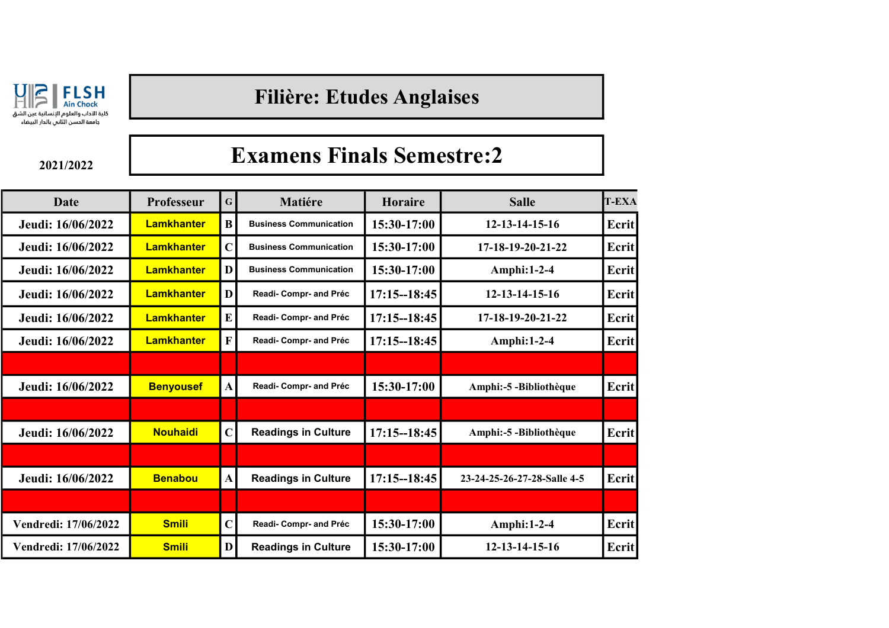FLSH Ain Chock

كلية الآداب والعلوم الإنسانية عين الشق

جامعة الحسن الثاني بالدار البيضاء

# Filière: Etudes Anglaises

2021/2022

# Examens Finals Semestre:2

| Date | Professeur | G | Matiére | Horaire | Salle | T-EXA |
|---|---|---|---|---|---|---|
| Jeudi: 16/06/2022 | Lamkhanter | B | Business Communication | 15:30-17:00 | 12-13-14-15-16 | Ecrit |
| Jeudi: 16/06/2022 | Lamkhanter | C | Business Communication | 15:30-17:00 | 17-18-19-20-21-22 | Ecrit |
| Jeudi: 16/06/2022 | Lamkhanter | D | Business Communication | 15:30-17:00 | Amphi:1-2-4 | Ecrit |
| Jeudi: 16/06/2022 | Lamkhanter | D | Readi- Compr- and Préc | 17:15--18:45 | 12-13-14-15-16 | Ecrit |
| Jeudi: 16/06/2022 | Lamkhanter | E | Readi- Compr- and Préc | 17:15--18:45 | 17-18-19-20-21-22 | Ecrit |
| Jeudi: 16/06/2022 | Lamkhanter | F | Readi- Compr- and Préc | 17:15--18:45 | Amphi:1-2-4 | Ecrit |
| | | | | | | |
| Jeudi: 16/06/2022 | Benyousef | A | Readi- Compr- and Préc | 15:30-17:00 | Amphi:-5 -Bibliothèque | Ecrit |
| | | | | | | |
| Jeudi: 16/06/2022 | Nouhaidi | C | Readings in Culture | 17:15--18:45 | Amphi:-5 -Bibliothèque | Ecrit |
| | | | | | | |
| Jeudi: 16/06/2022 | Benabou | A | Readings in Culture | 17:15--18:45 | 23-24-25-26-27-28-Salle 4-5 | Ecrit |
| | | | | | | |
| Vendredi: 17/06/2022 | Smili | C | Readi- Compr- and Préc | 15:30-17:00 | Amphi:1-2-4 | Ecrit |
| Vendredi: 17/06/2022 | Smili | D | Readings in Culture | 15:30-17:00 | 12-13-14-15-16 | Ecrit |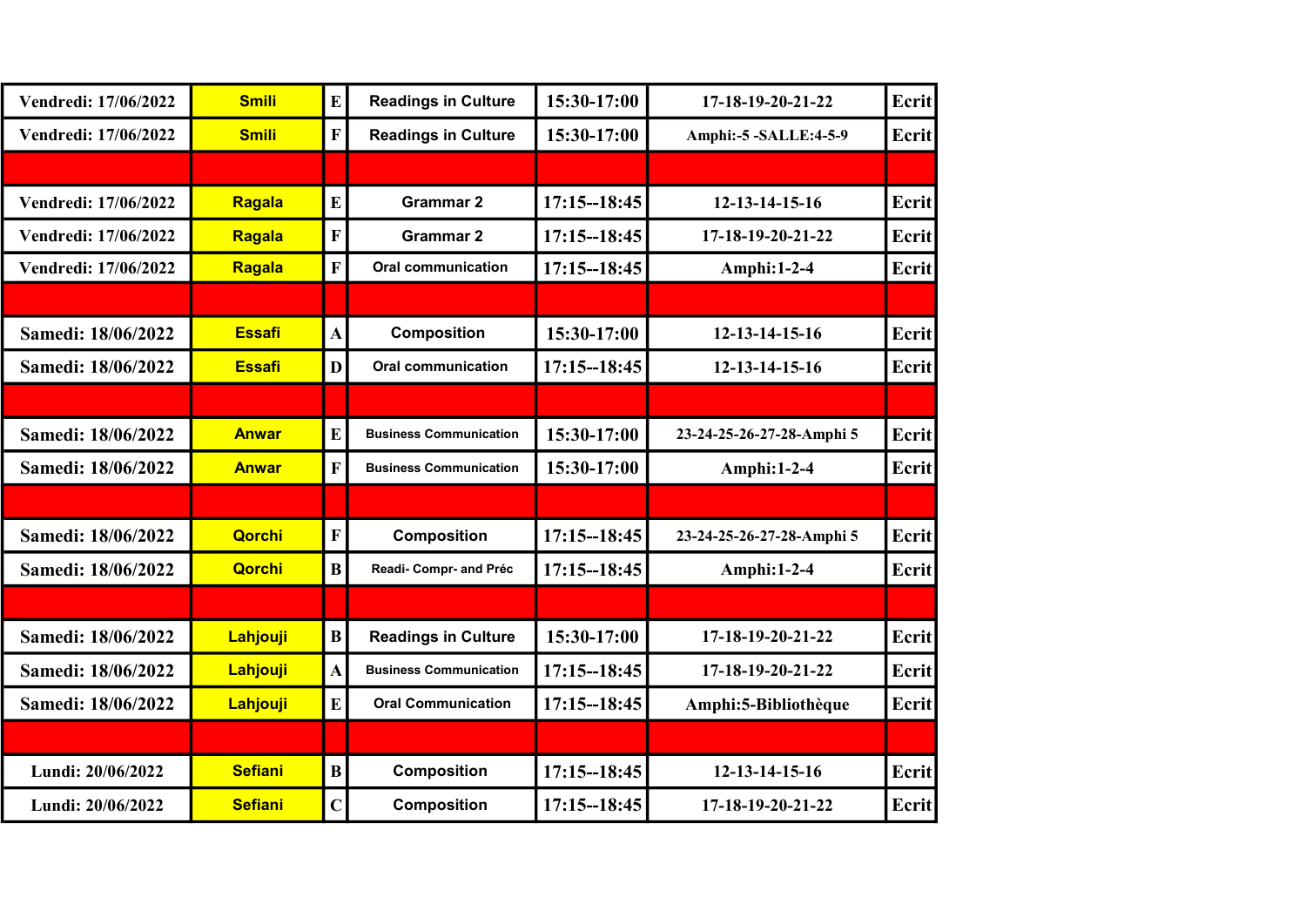| | | | | | | |
|---|---|---|---|---|---|---|
| Vendredi: 17/06/2022 | Smili | E | Readings in Culture | 15:30-17:00 | 17-18-19-20-21-22 | Ecrit |
| Vendredi: 17/06/2022 | Smili | F | Readings in Culture | 15:30-17:00 | Amphi:-5 -SALLE:4-5-9 | Ecrit |
| | | | | | | |
| Vendredi: 17/06/2022 | Ragala | E | Grammar 2 | 17:15--18:45 | 12-13-14-15-16 | Ecrit |
| Vendredi: 17/06/2022 | Ragala | F | Grammar 2 | 17:15--18:45 | 17-18-19-20-21-22 | Ecrit |
| Vendredi: 17/06/2022 | Ragala | F | Oral communication | 17:15--18:45 | Amphi:1-2-4 | Ecrit |
| | | | | | | |
| Samedi: 18/06/2022 | Essafi | A | Composition | 15:30-17:00 | 12-13-14-15-16 | Ecrit |
| Samedi: 18/06/2022 | Essafi | D | Oral communication | 17:15--18:45 | 12-13-14-15-16 | Ecrit |
| | | | | | | |
| Samedi: 18/06/2022 | Anwar | E | Business Communication | 15:30-17:00 | 23-24-25-26-27-28-Amphi 5 | Ecrit |
| Samedi: 18/06/2022 | Anwar | F | Business Communication | 15:30-17:00 | Amphi:1-2-4 | Ecrit |
| | | | | | | |
| Samedi: 18/06/2022 | Qorchi | F | Composition | 17:15--18:45 | 23-24-25-26-27-28-Amphi 5 | Ecrit |
| Samedi: 18/06/2022 | Qorchi | B | Readi- Compr- and Préc | 17:15--18:45 | Amphi:1-2-4 | Ecrit |
| | | | | | | |
| Samedi: 18/06/2022 | Lahjouji | B | Readings in Culture | 15:30-17:00 | 17-18-19-20-21-22 | Ecrit |
| Samedi: 18/06/2022 | Lahjouji | A | Business Communication | 17:15--18:45 | 17-18-19-20-21-22 | Ecrit |
| Samedi: 18/06/2022 | Lahjouji | E | Oral Communication | 17:15--18:45 | Amphi:5-Bibliothèque | Ecrit |
| | | | | | | |
| Lundi: 20/06/2022 | Sefiani | B | Composition | 17:15--18:45 | 12-13-14-15-16 | Ecrit |
| Lundi: 20/06/2022 | Sefiani | C | Composition | 17:15--18:45 | 17-18-19-20-21-22 | Ecrit |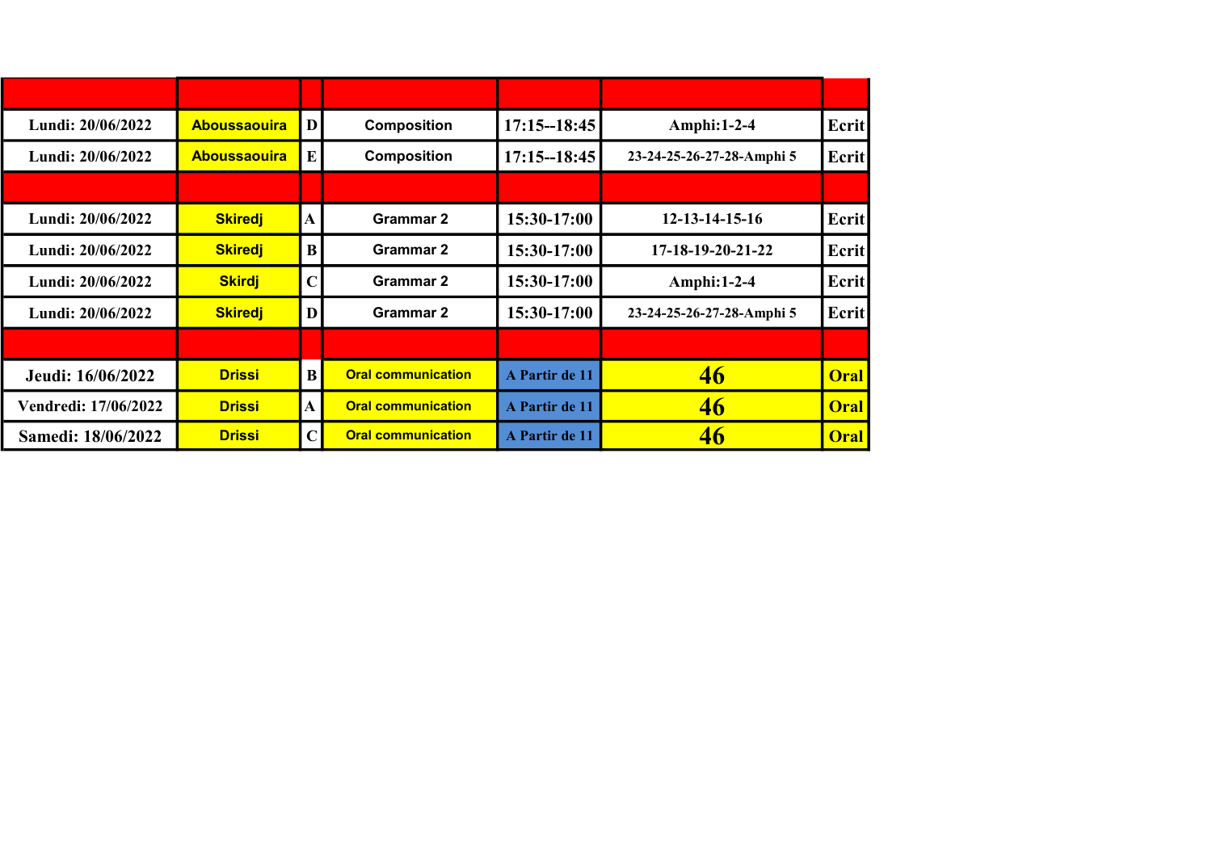| | | | | | | |
|---|---|---|---|---|---|---|
| | | | | | | |
| Lundi: 20/06/2022 | Aboussaouira | D | Composition | 17:15--18:45 | Amphi:1-2-4 | Ecrit |
| Lundi: 20/06/2022 | Aboussaouira | E | Composition | 17:15--18:45 | 23-24-25-26-27-28-Amphi 5 | Ecrit |
| | | | | | | |
| Lundi: 20/06/2022 | Skiredj | A | Grammar 2 | 15:30-17:00 | 12-13-14-15-16 | Ecrit |
| Lundi: 20/06/2022 | Skiredj | B | Grammar 2 | 15:30-17:00 | 17-18-19-20-21-22 | Ecrit |
| Lundi: 20/06/2022 | Skirdj | C | Grammar 2 | 15:30-17:00 | Amphi:1-2-4 | Ecrit |
| Lundi: 20/06/2022 | Skiredj | D | Grammar 2 | 15:30-17:00 | 23-24-25-26-27-28-Amphi 5 | Ecrit |
| | | | | | | |
| Jeudi: 16/06/2022 | Drissi | B | Oral communication | A Partir de 11 | 46 | Oral |
| Vendredi: 17/06/2022 | Drissi | A | Oral communication | A Partir de 11 | 46 | Oral |
| Samedi: 18/06/2022 | Drissi | C | Oral communication | A Partir de 11 | 46 | Oral |